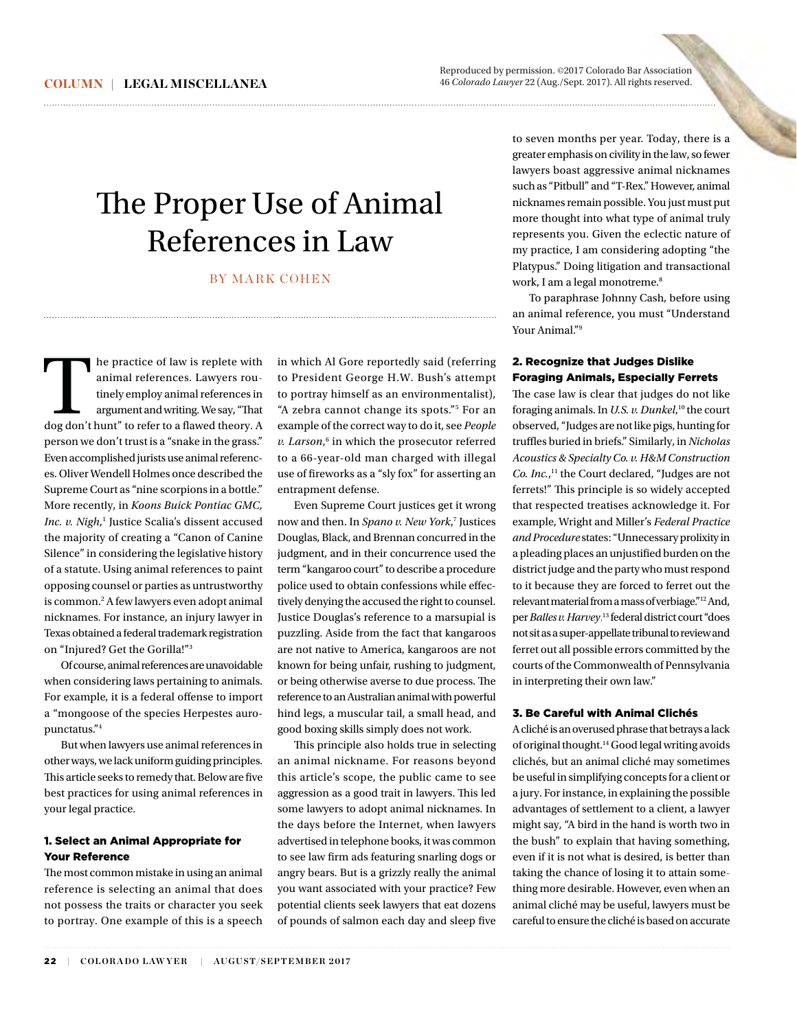Reproduced by permission. ©2017 Colorado Bar Association
46 *Colorado Lawyer* 22 (Aug./Sept. 2017). All rights reserved.

# The Proper Use of Animal References in Law

BY MARK COHEN

The practice of law is replete with animal references. Lawyers routinely employ animal references in argument and writing. We say, "That dog don't hunt" to refer to a flawed theory. A person we don't trust is a "snake in the grass." Even accomplished jurists use animal references. Oliver Wendell Holmes once described the Supreme Court as "nine scorpions in a bottle." More recently, in *Koons Buick Pontiac GMC, Inc. v. Nigh*,[1] Justice Scalia's dissent accused the majority of creating a "Canon of Canine Silence" in considering the legislative history of a statute. Using animal references to paint opposing counsel or parties as untrustworthy is common.[2] A few lawyers even adopt animal nicknames. For instance, an injury lawyer in Texas obtained a federal trademark registration on "Injured? Get the Gorilla!"[3]

Of course, animal references are unavoidable when considering laws pertaining to animals. For example, it is a federal offense to import a "mongoose of the species Herpestes auropunctatus."[4]

But when lawyers use animal references in other ways, we lack uniform guiding principles. This article seeks to remedy that. Below are five best practices for using animal references in your legal practice.

### 1. Select an Animal Appropriate for Your Reference

The most common mistake in using an animal reference is selecting an animal that does not possess the traits or character you seek to portray. One example of this is a speech in which Al Gore reportedly said (referring to President George H.W. Bush's attempt to portray himself as an environmentalist), "A zebra cannot change its spots."[5] For an example of the correct way to do it, see *People v. Larson*,[6] in which the prosecutor referred to a 66-year-old man charged with illegal use of fireworks as a "sly fox" for asserting an entrapment defense.

Even Supreme Court justices get it wrong now and then. In *Spano v. New York*,[7] Justices Douglas, Black, and Brennan concurred in the judgment, and in their concurrence used the term "kangaroo court" to describe a procedure police used to obtain confessions while effectively denying the accused the right to counsel. Justice Douglas's reference to a marsupial is puzzling. Aside from the fact that kangaroos are not native to America, kangaroos are not known for being unfair, rushing to judgment, or being otherwise averse to due process. The reference to an Australian animal with powerful hind legs, a muscular tail, a small head, and good boxing skills simply does not work.

This principle also holds true in selecting an animal nickname. For reasons beyond this article's scope, the public came to see aggression as a good trait in lawyers. This led some lawyers to adopt animal nicknames. In the days before the Internet, when lawyers advertised in telephone books, it was common to see law firm ads featuring snarling dogs or angry bears. But is a grizzly really the animal you want associated with your practice? Few potential clients seek lawyers that eat dozens of pounds of salmon each day and sleep five to seven months per year. Today, there is a greater emphasis on civility in the law, so fewer lawyers boast aggressive animal nicknames such as "Pitbull" and "T-Rex." However, animal nicknames remain possible. You just must put more thought into what type of animal truly represents you. Given the eclectic nature of my practice, I am considering adopting "the Platypus." Doing litigation and transactional work, I am a legal monotreme.[8]

To paraphrase Johnny Cash, before using an animal reference, you must "Understand Your Animal."[9]

### 2. Recognize that Judges Dislike Foraging Animals, Especially Ferrets

The case law is clear that judges do not like foraging animals. In *U.S. v. Dunkel*,[10] the court observed, "Judges are not like pigs, hunting for truffles buried in briefs." Similarly, in *Nicholas Acoustics & Specialty Co. v. H&M Construction Co. Inc.*,[11] the Court declared, "Judges are not ferrets!" This principle is so widely accepted that respected treatises acknowledge it. For example, Wright and Miller's *Federal Practice and Procedure* states: "Unnecessary prolixity in a pleading places an unjustified burden on the district judge and the party who must respond to it because they are forced to ferret out the relevant material from a mass of verbiage."[12] And, per *Balles v. Harvey*,[13] federal district court "does not sit as a super-appellate tribunal to review and ferret out all possible errors committed by the courts of the Commonwealth of Pennsylvania in interpreting their own law."

### 3. Be Careful with Animal Clichés

A cliché is an overused phrase that betrays a lack of original thought.[14] Good legal writing avoids clichés, but an animal cliché may sometimes be useful in simplifying concepts for a client or a jury. For instance, in explaining the possible advantages of settlement to a client, a lawyer might say, "A bird in the hand is worth two in the bush" to explain that having something, even if it is not what is desired, is better than taking the chance of losing it to attain something more desirable. However, even when an animal cliché may be useful, lawyers must be careful to ensure the cliché is based on accurate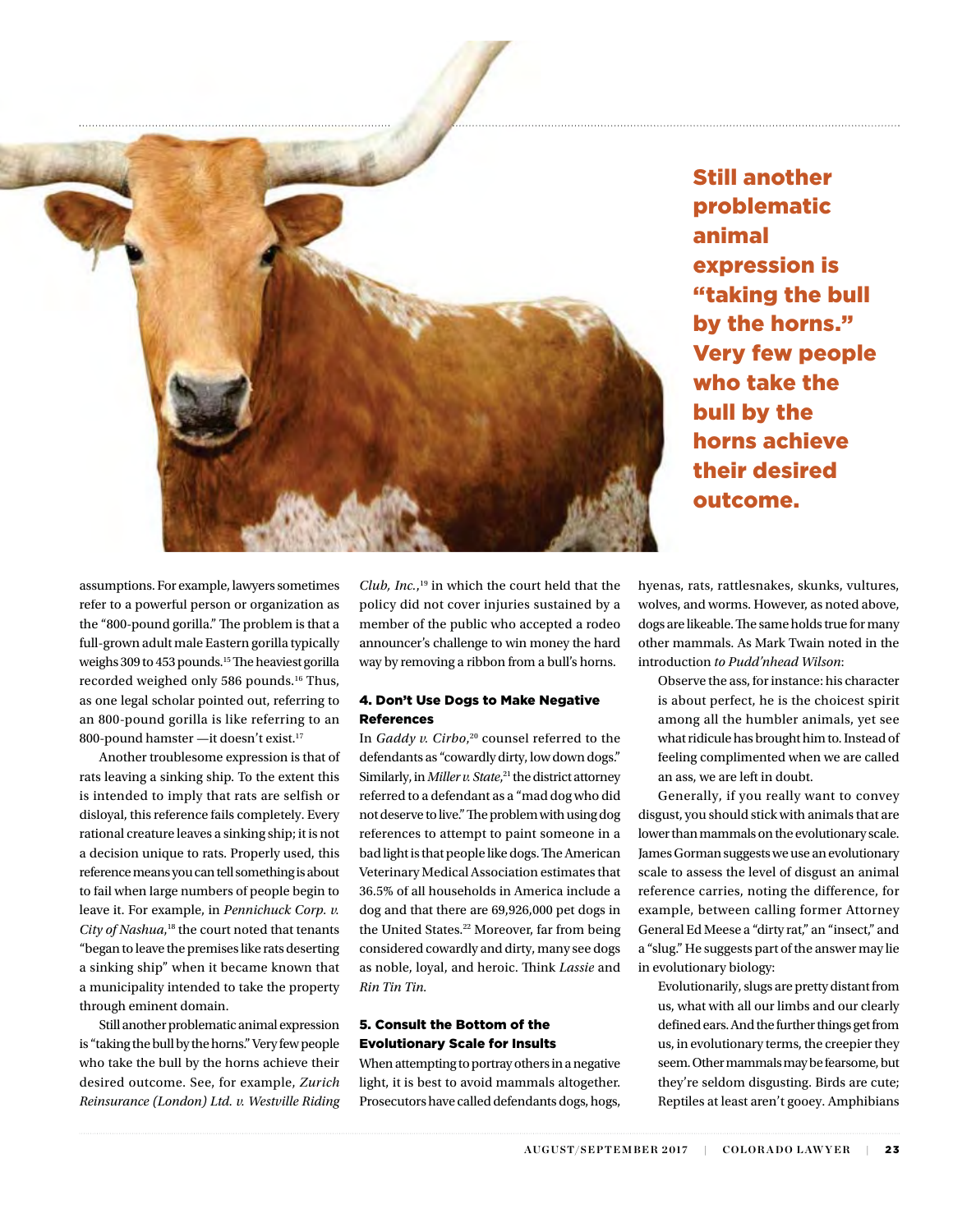**Still another problematic animal expression is "taking the bull by the horns." Very few people who take the bull by the horns achieve their desired outcome.**

assumptions. For example, lawyers sometimes refer to a powerful person or organization as the "800-pound gorilla." The problem is that a full-grown adult male Eastern gorilla typically weighs 309 to 453 pounds.[15] The heaviest gorilla recorded weighed only 586 pounds.[16] Thus, as one legal scholar pointed out, referring to an 800-pound gorilla is like referring to an 800-pound hamster —it doesn't exist.[17]

Another troublesome expression is that of rats leaving a sinking ship. To the extent this is intended to imply that rats are selfish or disloyal, this reference fails completely. Every rational creature leaves a sinking ship; it is not a decision unique to rats. Properly used, this reference means you can tell something is about to fail when large numbers of people begin to leave it. For example, in *Pennichuck Corp. v. City of Nashua*,[18] the court noted that tenants "began to leave the premises like rats deserting a sinking ship" when it became known that a municipality intended to take the property through eminent domain.

Still another problematic animal expression is "taking the bull by the horns." Very few people who take the bull by the horns achieve their desired outcome. See, for example, *Zurich Reinsurance (London) Ltd. v. Westville Riding Club, Inc.*,[19] in which the court held that the policy did not cover injuries sustained by a member of the public who accepted a rodeo announcer's challenge to win money the hard way by removing a ribbon from a bull's horns.

### 4. Don't Use Dogs to Make Negative References

In *Gaddy v. Cirbo*,[20] counsel referred to the defendants as "cowardly dirty, low down dogs." Similarly, in *Miller v. State*,[21] the district attorney referred to a defendant as a "mad dog who did not deserve to live." The problem with using dog references to attempt to paint someone in a bad light is that people like dogs. The American Veterinary Medical Association estimates that 36.5% of all households in America include a dog and that there are 69,926,000 pet dogs in the United States.[22] Moreover, far from being considered cowardly and dirty, many see dogs as noble, loyal, and heroic. Think *Lassie* and *Rin Tin Tin.*

### 5. Consult the Bottom of the Evolutionary Scale for Insults

When attempting to portray others in a negative light, it is best to avoid mammals altogether. Prosecutors have called defendants dogs, hogs, hyenas, rats, rattlesnakes, skunks, vultures, wolves, and worms. However, as noted above, dogs are likeable. The same holds true for many other mammals. As Mark Twain noted in the introduction *to Pudd'nhead Wilson*:

> Observe the ass, for instance: his character is about perfect, he is the choicest spirit among all the humbler animals, yet see what ridicule has brought him to. Instead of feeling complimented when we are called an ass, we are left in doubt.

Generally, if you really want to convey disgust, you should stick with animals that are lower than mammals on the evolutionary scale. James Gorman suggests we use an evolutionary scale to assess the level of disgust an animal reference carries, noting the difference, for example, between calling former Attorney General Ed Meese a "dirty rat," an "insect," and a "slug." He suggests part of the answer may lie in evolutionary biology:

> Evolutionarily, slugs are pretty distant from us, what with all our limbs and our clearly defined ears. And the further things get from us, in evolutionary terms, the creepier they seem. Other mammals may be fearsome, but they're seldom disgusting. Birds are cute; Reptiles at least aren't gooey. Amphibians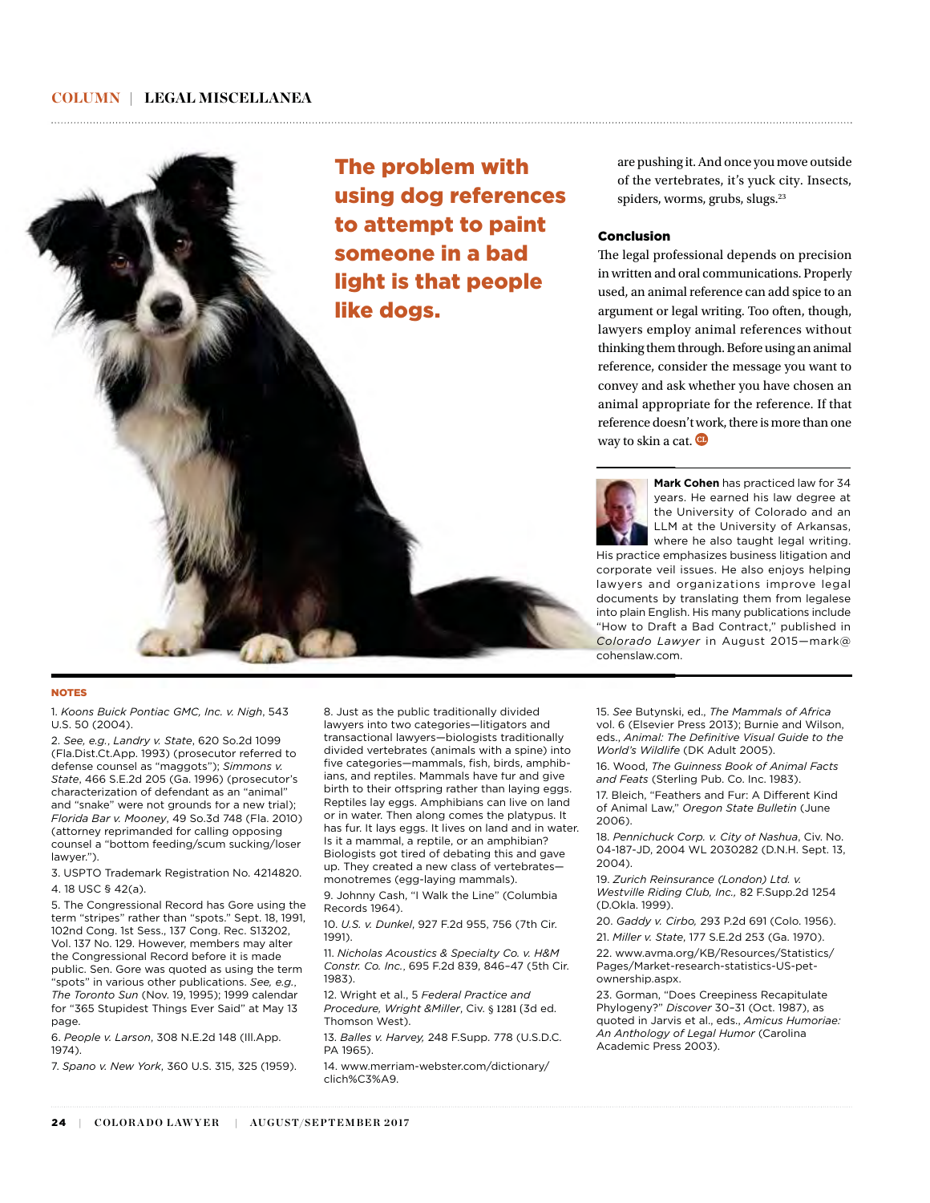**The problem with using dog references to attempt to paint someone in a bad light is that people like dogs.**

are pushing it. And once you move outside of the vertebrates, it's yuck city. Insects, spiders, worms, grubs, slugs.[23]

### Conclusion

The legal professional depends on precision in written and oral communications. Properly used, an animal reference can add spice to an argument or legal writing. Too often, though, lawyers employ animal references without thinking them through. Before using an animal reference, consider the message you want to convey and ask whether you have chosen an animal appropriate for the reference. If that reference doesn't work, there is more than one way to skin a cat.

**Mark Cohen** has practiced law for 34 years. He earned his law degree at the University of Colorado and an LLM at the University of Arkansas, where he also taught legal writing. His practice emphasizes business litigation and corporate veil issues. He also enjoys helping lawyers and organizations improve legal documents by translating them from legalese into plain English. His many publications include "How to Draft a Bad Contract," published in *Colorado Lawyer* in August 2015—mark@cohenslaw.com.

### NOTES

1. *Koons Buick Pontiac GMC, Inc. v. Nigh*, 543 U.S. 50 (2004).

2. *See, e.g.*, *Landry v. State*, 620 So.2d 1099 (Fla.Dist.Ct.App. 1993) (prosecutor referred to defense counsel as "maggots"); *Simmons v. State*, 466 S.E.2d 205 (Ga. 1996) (prosecutor's characterization of defendant as an "animal" and "snake" were not grounds for a new trial); *Florida Bar v. Mooney*, 49 So.3d 748 (Fla. 2010) (attorney reprimanded for calling opposing counsel a "bottom feeding/scum sucking/loser lawyer.").

3. USPTO Trademark Registration No. 4214820.

4. 18 USC § 42(a).

5. The Congressional Record has Gore using the term "stripes" rather than "spots." Sept. 18, 1991, 102nd Cong. 1st Sess., 137 Cong. Rec. S13202, Vol. 137 No. 129. However, members may alter the Congressional Record before it is made public. Sen. Gore was quoted as using the term "spots" in various other publications. *See, e.g.*, *The Toronto Sun* (Nov. 19, 1995); 1999 calendar for "365 Stupidest Things Ever Said" at May 13 page.

6. *People v. Larson*, 308 N.E.2d 148 (Ill.App. 1974).

7. *Spano v. New York*, 360 U.S. 315, 325 (1959).

8. Just as the public traditionally divided lawyers into two categories—litigators and transactional lawyers—biologists traditionally divided vertebrates (animals with a spine) into five categories—mammals, fish, birds, amphibians, and reptiles. Mammals have fur and give birth to their offspring rather than laying eggs. Reptiles lay eggs. Amphibians can live on land or in water. Then along comes the platypus. It has fur. It lays eggs. It lives on land and in water. Is it a mammal, a reptile, or an amphibian? Biologists got tired of debating this and gave up. They created a new class of vertebrates—monotremes (egg-laying mammals).

9. Johnny Cash, "I Walk the Line" (Columbia Records 1964).

10. *U.S. v. Dunkel*, 927 F.2d 955, 756 (7th Cir. 1991).

11. *Nicholas Acoustics & Specialty Co. v. H&M Constr. Co. Inc.*, 695 F.2d 839, 846–47 (5th Cir. 1983).

12. Wright et al., 5 *Federal Practice and Procedure, Wright &Miller*, Civ. § 1281 (3d ed. Thomson West).

13. *Balles v. Harvey,* 248 F.Supp. 778 (U.S.D.C. PA 1965).

14. www.merriam-webster.com/dictionary/clich%C3%A9.

15. *See* Butynski, ed., *The Mammals of Africa* vol. 6 (Elsevier Press 2013); Burnie and Wilson, eds., *Animal: The Definitive Visual Guide to the World's Wildlife* (DK Adult 2005).

16. Wood, *The Guinness Book of Animal Facts and Feats* (Sterling Pub. Co. Inc. 1983).

17. Bleich, "Feathers and Fur: A Different Kind of Animal Law," *Oregon State Bulletin* (June 2006).

18. *Pennichuck Corp. v. City of Nashua*, Civ. No. 04-187-JD, 2004 WL 2030282 (D.N.H. Sept. 13, 2004).

19. *Zurich Reinsurance (London) Ltd. v. Westville Riding Club, Inc.,* 82 F.Supp.2d 1254 (D.Okla. 1999).

20. *Gaddy v. Cirbo,* 293 P.2d 691 (Colo. 1956).

21. *Miller v. State*, 177 S.E.2d 253 (Ga. 1970).

22. www.avma.org/KB/Resources/Statistics/Pages/Market-research-statistics-US-pet-ownership.aspx.

23. Gorman, "Does Creepiness Recapitulate Phylogeny?" *Discover* 30–31 (Oct. 1987), as quoted in Jarvis et al., eds., *Amicus Humoriae: An Anthology of Legal Humor* (Carolina Academic Press 2003).